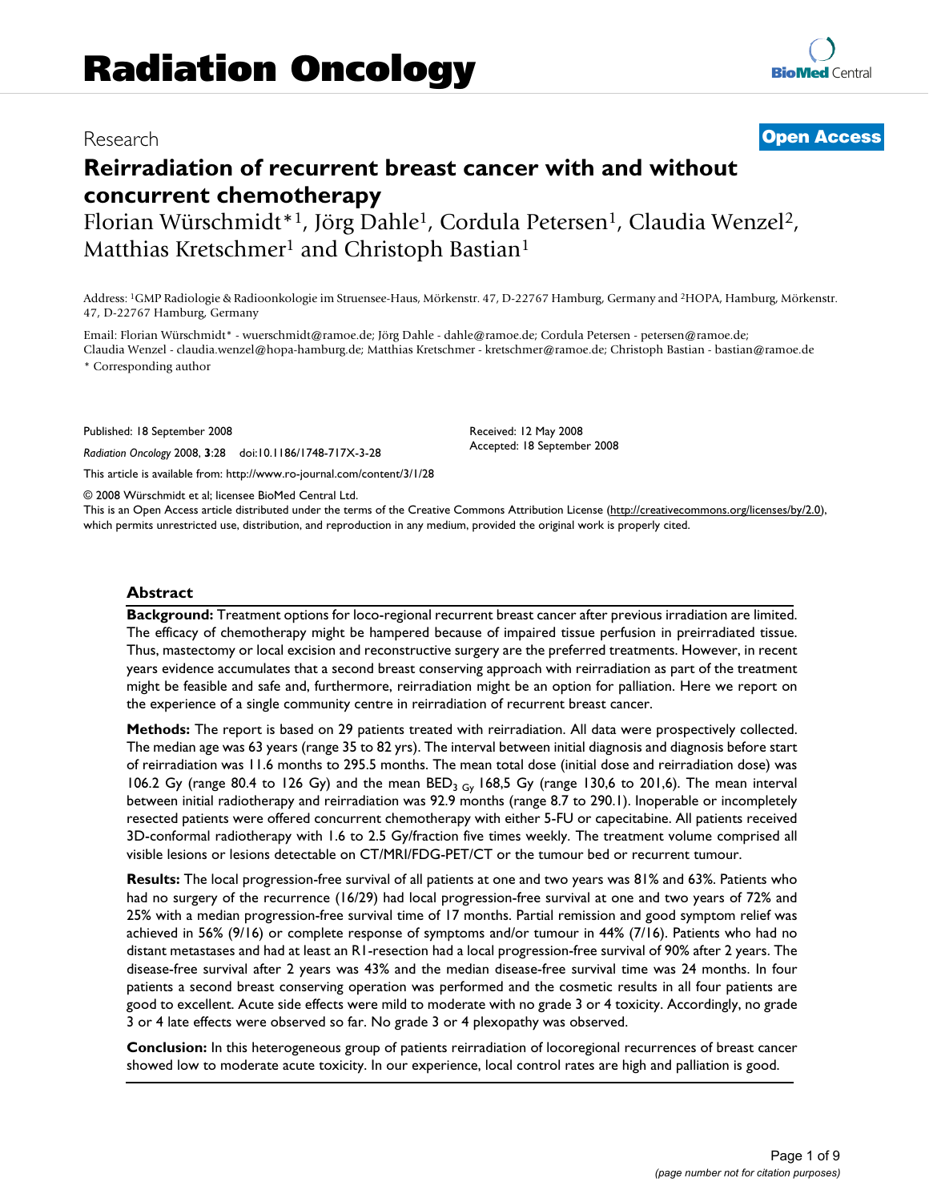Research

**Open Access**

# Reirradiation of recurrent breast cancer with and without concurrent chemotherapy

Florian Würschmidt*[1], Jörg Dahle[1], Cordula Petersen[1], Claudia Wenzel[2], Matthias Kretschmer[1] and Christoph Bastian[1]

Address: [1]GMP Radiologie & Radioonkologie im Struensee-Haus, Mörkenstr. 47, D-22767 Hamburg, Germany and [2]HOPA, Hamburg, Mörkenstr. 47, D-22767 Hamburg, Germany

Email: Florian Würschmidt* - wuerschmidt@ramoe.de; Jörg Dahle - dahle@ramoe.de; Cordula Petersen - petersen@ramoe.de; Claudia Wenzel - claudia.wenzel@hopa-hamburg.de; Matthias Kretschmer - kretschmer@ramoe.de; Christoph Bastian - bastian@ramoe.de

\* Corresponding author

Published: 18 September 2008

*Radiation Oncology* 2008, **3**:28 doi:10.1186/1748-717X-3-28

Received: 12 May 2008

Accepted: 18 September 2008

This article is available from: http://www.ro-journal.com/content/3/1/28

© 2008 Würschmidt et al; licensee BioMed Central Ltd.

This is an Open Access article distributed under the terms of the Creative Commons Attribution License (http://creativecommons.org/licenses/by/2.0), which permits unrestricted use, distribution, and reproduction in any medium, provided the original work is properly cited.

## Abstract

**Background:** Treatment options for loco-regional recurrent breast cancer after previous irradiation are limited. The efficacy of chemotherapy might be hampered because of impaired tissue perfusion in preirradiated tissue. Thus, mastectomy or local excision and reconstructive surgery are the preferred treatments. However, in recent years evidence accumulates that a second breast conserving approach with reirradiation as part of the treatment might be feasible and safe and, furthermore, reirradiation might be an option for palliation. Here we report on the experience of a single community centre in reirradiation of recurrent breast cancer.

**Methods:** The report is based on 29 patients treated with reirradiation. All data were prospectively collected. The median age was 63 years (range 35 to 82 yrs). The interval between initial diagnosis and diagnosis before start of reirradiation was 11.6 months to 295.5 months. The mean total dose (initial dose and reirradiation dose) was 106.2 Gy (range 80.4 to 126 Gy) and the mean $BED_{3\ Gy}$ 168,5 Gy (range 130,6 to 201,6). The mean interval between initial radiotherapy and reirradiation was 92.9 months (range 8.7 to 290.1). Inoperable or incompletely resected patients were offered concurrent chemotherapy with either 5-FU or capecitabine. All patients received 3D-conformal radiotherapy with 1.6 to 2.5 Gy/fraction five times weekly. The treatment volume comprised all visible lesions or lesions detectable on CT/MRI/FDG-PET/CT or the tumour bed or recurrent tumour.

**Results:** The local progression-free survival of all patients at one and two years was 81% and 63%. Patients who had no surgery of the recurrence (16/29) had local progression-free survival at one and two years of 72% and 25% with a median progression-free survival time of 17 months. Partial remission and good symptom relief was achieved in 56% (9/16) or complete response of symptoms and/or tumour in 44% (7/16). Patients who had no distant metastases and had at least an R1-resection had a local progression-free survival of 90% after 2 years. The disease-free survival after 2 years was 43% and the median disease-free survival time was 24 months. In four patients a second breast conserving operation was performed and the cosmetic results in all four patients are good to excellent. Acute side effects were mild to moderate with no grade 3 or 4 toxicity. Accordingly, no grade 3 or 4 late effects were observed so far. No grade 3 or 4 plexopathy was observed.

**Conclusion:** In this heterogeneous group of patients reirradiation of locoregional recurrences of breast cancer showed low to moderate acute toxicity. In our experience, local control rates are high and palliation is good.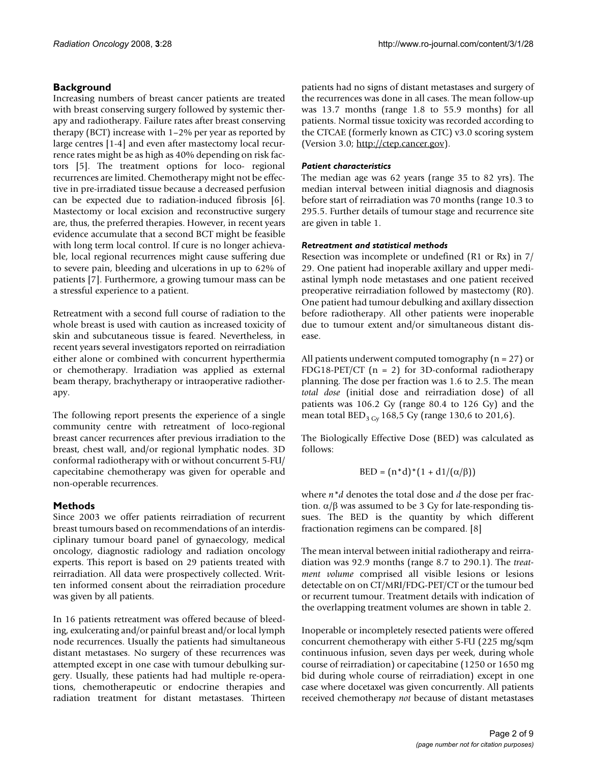## Background

Increasing numbers of breast cancer patients are treated with breast conserving surgery followed by systemic therapy and radiotherapy. Failure rates after breast conserving therapy (BCT) increase with 1–2% per year as reported by large centres [1-4] and even after mastectomy local recurrence rates might be as high as 40% depending on risk factors [5]. The treatment options for loco- regional recurrences are limited. Chemotherapy might not be effective in pre-irradiated tissue because a decreased perfusion can be expected due to radiation-induced fibrosis [6]. Mastectomy or local excision and reconstructive surgery are, thus, the preferred therapies. However, in recent years evidence accumulate that a second BCT might be feasible with long term local control. If cure is no longer achievable, local regional recurrences might cause suffering due to severe pain, bleeding and ulcerations in up to 62% of patients [7]. Furthermore, a growing tumour mass can be a stressful experience to a patient.

Retreatment with a second full course of radiation to the whole breast is used with caution as increased toxicity of skin and subcutaneous tissue is feared. Nevertheless, in recent years several investigators reported on reirradiation either alone or combined with concurrent hyperthermia or chemotherapy. Irradiation was applied as external beam therapy, brachytherapy or intraoperative radiotherapy.

The following report presents the experience of a single community centre with retreatment of loco-regional breast cancer recurrences after previous irradiation to the breast, chest wall, and/or regional lymphatic nodes. 3D conformal radiotherapy with or without concurrent 5-FU/capecitabine chemotherapy was given for operable and non-operable recurrences.

## Methods

Since 2003 we offer patients reirradiation of recurrent breast tumours based on recommendations of an interdisciplinary tumour board panel of gynaecology, medical oncology, diagnostic radiology and radiation oncology experts. This report is based on 29 patients treated with reirradiation. All data were prospectively collected. Written informed consent about the reirradiation procedure was given by all patients.

In 16 patients retreatment was offered because of bleeding, exulcerating and/or painful breast and/or local lymph node recurrences. Usually the patients had simultaneous distant metastases. No surgery of these recurrences was attempted except in one case with tumour debulking surgery. Usually, these patients had had multiple re-operations, chemotherapeutic or endocrine therapies and radiation treatment for distant metastases. Thirteen patients had no signs of distant metastases and surgery of the recurrences was done in all cases. The mean follow-up was 13.7 months (range 1.8 to 55.9 months) for all patients. Normal tissue toxicity was recorded according to the CTCAE (formerly known as CTC) v3.0 scoring system (Version 3.0; http://ctep.cancer.gov).

### *Patient characteristics*

The median age was 62 years (range 35 to 82 yrs). The median interval between initial diagnosis and diagnosis before start of reirradiation was 70 months (range 10.3 to 295.5. Further details of tumour stage and recurrence site are given in table 1.

### *Retreatment and statistical methods*

Resection was incomplete or undefined (R1 or Rx) in 7/29. One patient had inoperable axillary and upper mediastinal lymph node metastases and one patient received preoperative reirradiation followed by mastectomy (R0). One patient had tumour debulking and axillary dissection before radiotherapy. All other patients were inoperable due to tumour extent and/or simultaneous distant disease.

All patients underwent computed tomography (n = 27) or FDG18-PET/CT (n = 2) for 3D-conformal radiotherapy planning. The dose per fraction was 1.6 to 2.5. The mean *total dose* (initial dose and reirradiation dose) of all patients was 106.2 Gy (range 80.4 to 126 Gy) and the mean total $BED_{3\ Gy}$ 168,5 Gy (range 130,6 to 201,6).

The Biologically Effective Dose (BED) was calculated as follows:

$$BED = (n*d)*(1 + d1/(\alpha/\beta))$$

where $n*d$ denotes the total dose and $d$ the dose per fraction. $\alpha/\beta$ was assumed to be 3 Gy for late-responding tissues. The BED is the quantity by which different fractionation regimens can be compared. [8]

The mean interval between initial radiotherapy and reirradiation was 92.9 months (range 8.7 to 290.1). The *treatment volume* comprised all visible lesions or lesions detectable on on CT/MRI/FDG-PET/CT or the tumour bed or recurrent tumour. Treatment details with indication of the overlapping treatment volumes are shown in table 2.

Inoperable or incompletely resected patients were offered concurrent chemotherapy with either 5-FU (225 mg/sqm continuous infusion, seven days per week, during whole course of reirradiation) or capecitabine (1250 or 1650 mg bid during whole course of reirradiation) except in one case where docetaxel was given concurrently. All patients received chemotherapy *not* because of distant metastases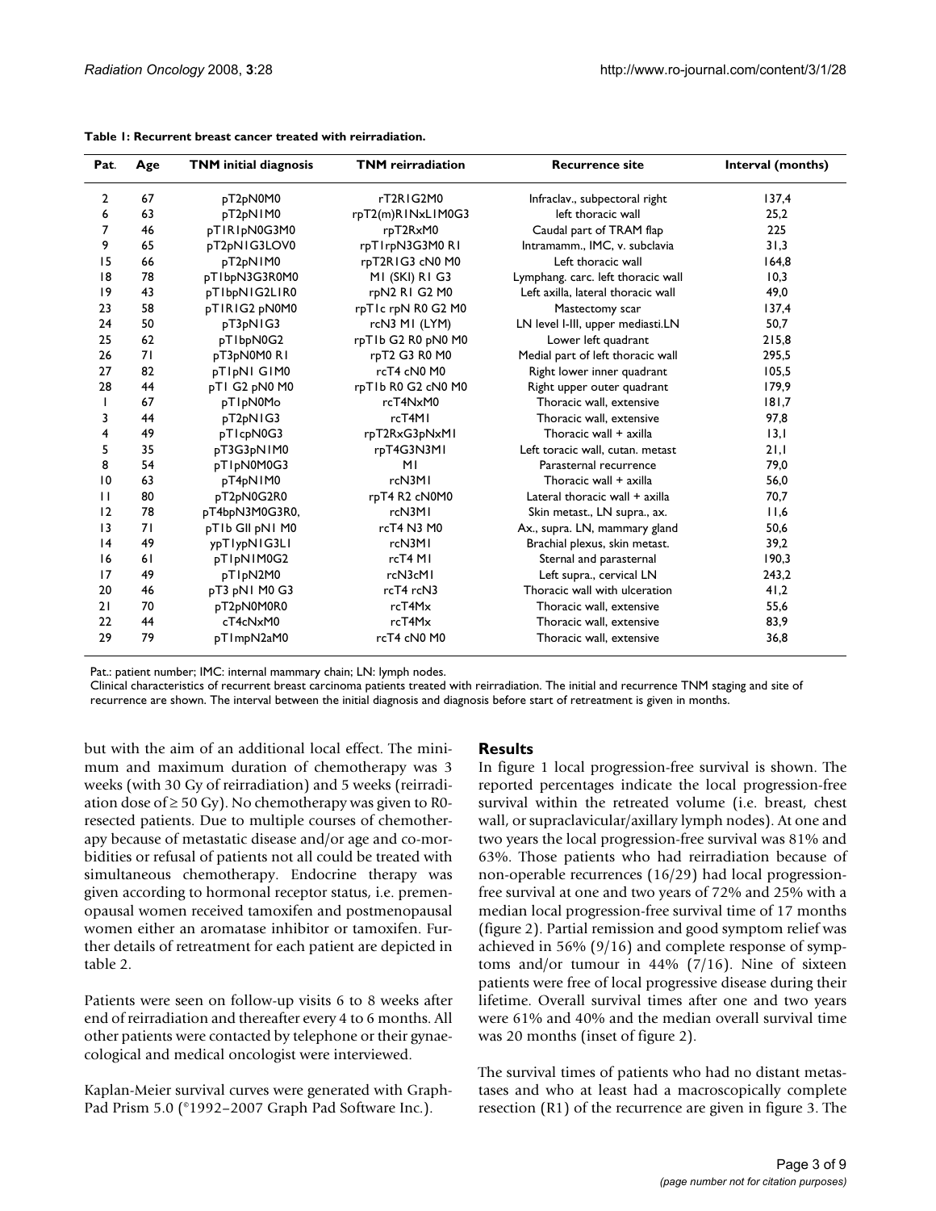**Table 1: Recurrent breast cancer treated with reirradiation.**

| Pat. | Age | TNM initial diagnosis | TNM reirradiation | Recurrence site | Interval (months) |
|---|---|---|---|---|---|
| 2 | 67 | pT2pN0M0 | rT2R1G2M0 | Infraclav., subpectoral right | 137,4 |
| 6 | 63 | pT2pN1M0 | rpT2(m)R1NxL1M0G3 | left thoracic wall | 25,2 |
| 7 | 46 | pT1R1pN0G3M0 | rpT2RxM0 | Caudal part of TRAM flap | 225 |
| 9 | 65 | pT2pN1G3LOV0 | rpT1rpN3G3M0 R1 | Intramamm., IMC, v. subclavia | 31,3 |
| 15 | 66 | pT2pN1M0 | rpT2R1G3 cN0 M0 | Left thoracic wall | 164,8 |
| 18 | 78 | pT1bpN3G3R0M0 | M1 (SKI) R1 G3 | Lymphang. carc. left thoracic wall | 10,3 |
| 19 | 43 | pT1bpN1G2L1R0 | rpN2 R1 G2 M0 | Left axilla, lateral thoracic wall | 49,0 |
| 23 | 58 | pT1R1G2 pN0M0 | rpT1c rpN R0 G2 M0 | Mastectomy scar | 137,4 |
| 24 | 50 | pT3pN1G3 | rcN3 M1 (LYM) | LN level I-III, upper mediasti.LN | 50,7 |
| 25 | 62 | pT1bpN0G2 | rpT1b G2 R0 pN0 M0 | Lower left quadrant | 215,8 |
| 26 | 71 | pT3pN0M0 R1 | rpT2 G3 R0 M0 | Medial part of left thoracic wall | 295,5 |
| 27 | 82 | pT1pN1 G1M0 | rcT4 cN0 M0 | Right lower inner quadrant | 105,5 |
| 28 | 44 | pT1 G2 pN0 M0 | rpT1b R0 G2 cN0 M0 | Right upper outer quadrant | 179,9 |
| 1 | 67 | pT1pN0Mo | rcT4NxM0 | Thoracic wall, extensive | 181,7 |
| 3 | 44 | pT2pN1G3 | rcT4M1 | Thoracic wall, extensive | 97,8 |
| 4 | 49 | pT1cpN0G3 | rpT2RxG3pNxM1 | Thoracic wall + axilla | 13,1 |
| 5 | 35 | pT3G3pN1M0 | rpT4G3N3M1 | Left toracic wall, cutan. metast | 21,1 |
| 8 | 54 | pT1pN0M0G3 | M1 | Parasternal recurrence | 79,0 |
| 10 | 63 | pT4pN1M0 | rcN3M1 | Thoracic wall + axilla | 56,0 |
| 11 | 80 | pT2pN0G2R0 | rpT4 R2 cN0M0 | Lateral thoracic wall + axilla | 70,7 |
| 12 | 78 | pT4bpN3M0G3R0, | rcN3M1 | Skin metast., LN supra., ax. | 11,6 |
| 13 | 71 | pT1b GII pN1 M0 | rcT4 N3 M0 | Ax., supra. LN, mammary gland | 50,6 |
| 14 | 49 | ypT1ypN1G3L1 | rcN3M1 | Brachial plexus, skin metast. | 39,2 |
| 16 | 61 | pT1pN1M0G2 | rcT4 M1 | Sternal and parasternal | 190,3 |
| 17 | 49 | pT1pN2M0 | rcN3cM1 | Left supra., cervical LN | 243,2 |
| 20 | 46 | pT3 pN1 M0 G3 | rcT4 rcN3 | Thoracic wall with ulceration | 41,2 |
| 21 | 70 | pT2pN0M0R0 | rcT4Mx | Thoracic wall, extensive | 55,6 |
| 22 | 44 | cT4cNxM0 | rcT4Mx | Thoracic wall, extensive | 83,9 |
| 29 | 79 | pT1mpN2aM0 | rcT4 cN0 M0 | Thoracic wall, extensive | 36,8 |

Pat.: patient number; IMC: internal mammary chain; LN: lymph nodes.
Clinical characteristics of recurrent breast carcinoma patients treated with reirradiation. The initial and recurrence TNM staging and site of recurrence are shown. The interval between the initial diagnosis and diagnosis before start of retreatment is given in months.

but with the aim of an additional local effect. The minimum and maximum duration of chemotherapy was 3 weeks (with 30 Gy of reirradiation) and 5 weeks (reirradiation dose of ≥ 50 Gy). No chemotherapy was given to R0-resected patients. Due to multiple courses of chemotherapy because of metastatic disease and/or age and co-morbidities or refusal of patients not all could be treated with simultaneous chemotherapy. Endocrine therapy was given according to hormonal receptor status, i.e. premenopausal women received tamoxifen and postmenopausal women either an aromatase inhibitor or tamoxifen. Further details of retreatment for each patient are depicted in table 2.

Patients were seen on follow-up visits 6 to 8 weeks after end of reirradiation and thereafter every 4 to 6 months. All other patients were contacted by telephone or their gynaecological and medical oncologist were interviewed.

Kaplan-Meier survival curves were generated with GraphPad Prism 5.0 (©1992–2007 Graph Pad Software Inc.).

## Results

In figure 1 local progression-free survival is shown. The reported percentages indicate the local progression-free survival within the retreated volume (i.e. breast, chest wall, or supraclavicular/axillary lymph nodes). At one and two years the local progression-free survival was 81% and 63%. Those patients who had reirradiation because of non-operable recurrences (16/29) had local progression-free survival at one and two years of 72% and 25% with a median local progression-free survival time of 17 months (figure 2). Partial remission and good symptom relief was achieved in 56% (9/16) and complete response of symptoms and/or tumour in 44% (7/16). Nine of sixteen patients were free of local progressive disease during their lifetime. Overall survival times after one and two years were 61% and 40% and the median overall survival time was 20 months (inset of figure 2).

The survival times of patients who had no distant metastases and who at least had a macroscopically complete resection (R1) of the recurrence are given in figure 3. The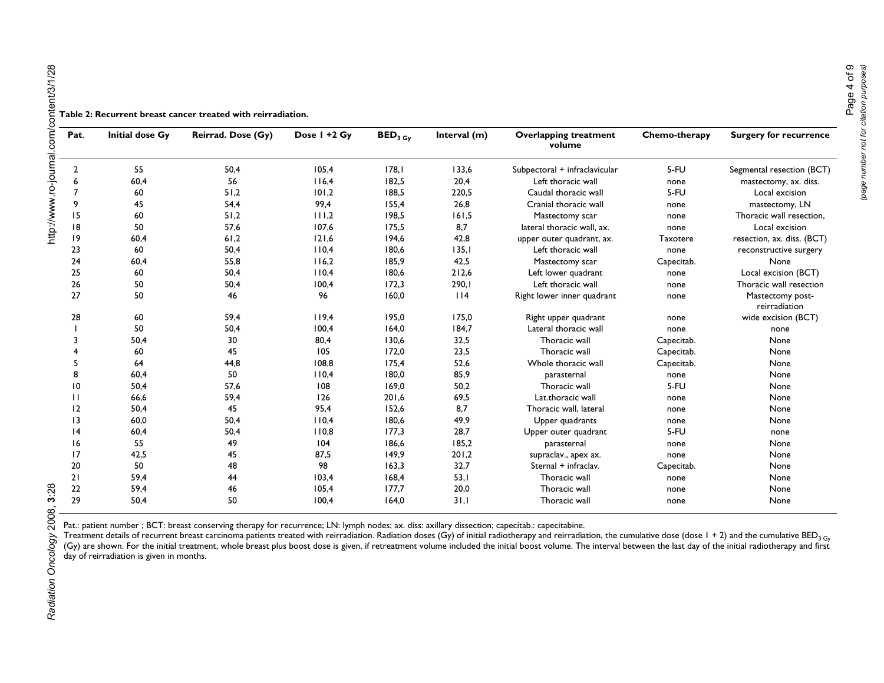**Table 2: Recurrent breast cancer treated with reirradiation.**

| Pat. | Initial dose Gy | Reirrad. Dose (Gy) | Dose 1 +2 Gy | $BED_{3\,Gy}$ | Interval (m) | Overlapping treatment volume | Chemo-therapy | Surgery for recurrence |
|---|---|---|---|---|---|---|---|---|
| 2 | 55 | 50,4 | 105,4 | 178,1 | 133,6 | Subpectoral + infraclavicular | 5-FU | Segmental resection (BCT) |
| 6 | 60,4 | 56 | 116,4 | 182,5 | 20,4 | Left thoracic wall | none | mastectomy, ax. diss. |
| 7 | 60 | 51,2 | 101,2 | 188,5 | 220,5 | Caudal thoracic wall | 5-FU | Local excision |
| 9 | 45 | 54,4 | 99,4 | 155,4 | 26,8 | Cranial thoracic wall | none | mastectomy, LN |
| 15 | 60 | 51,2 | 111,2 | 198,5 | 161,5 | Mastectomy scar | none | Thoracic wall resection, |
| 18 | 50 | 57,6 | 107,6 | 175,5 | 8,7 | lateral thoracic wall, ax. | none | Local excision |
| 19 | 60,4 | 61,2 | 121,6 | 194,6 | 42,8 | upper outer quadrant, ax. | Taxotere | resection, ax. diss. (BCT) |
| 23 | 60 | 50,4 | 110,4 | 180,6 | 135,1 | Left thoracic wall | none | reconstructive surgery |
| 24 | 60,4 | 55,8 | 116,2 | 185,9 | 42,5 | Mastectomy scar | Capecitab. | None |
| 25 | 60 | 50,4 | 110,4 | 180,6 | 212,6 | Left lower quadrant | none | Local excision (BCT) |
| 26 | 50 | 50,4 | 100,4 | 172,3 | 290,1 | Left thoracic wall | none | Thoracic wall resection |
| 27 | 50 | 46 | 96 | 160,0 | 114 | Right lower inner quadrant | none | Mastectomy post-reirradiation |
| 28 | 60 | 59,4 | 119,4 | 195,0 | 175,0 | Right upper quadrant | none | wide excision (BCT) |
| 1 | 50 | 50,4 | 100,4 | 164,0 | 184,7 | Lateral thoracic wall | none | none |
| 3 | 50,4 | 30 | 80,4 | 130,6 | 32,5 | Thoracic wall | Capecitab. | None |
| 4 | 60 | 45 | 105 | 172,0 | 23,5 | Thoracic wall | Capecitab. | None |
| 5 | 64 | 44,8 | 108,8 | 175,4 | 52,6 | Whole thoracic wall | Capecitab. | None |
| 8 | 60,4 | 50 | 110,4 | 180,0 | 85,9 | parasternal | none | None |
| 10 | 50,4 | 57,6 | 108 | 169,0 | 50,2 | Thoracic wall | 5-FU | None |
| 11 | 66,6 | 59,4 | 126 | 201,6 | 69,5 | Lat.thoracic wall | none | None |
| 12 | 50,4 | 45 | 95,4 | 152,6 | 8,7 | Thoracic wall, lateral | none | None |
| 13 | 60,0 | 50,4 | 110,4 | 180,6 | 49,9 | Upper quadrants | none | None |
| 14 | 60,4 | 50,4 | 110,8 | 177,3 | 28,7 | Upper outer quadrant | 5-FU | none |
| 16 | 55 | 49 | 104 | 186,6 | 185,2 | parasternal | none | None |
| 17 | 42,5 | 45 | 87,5 | 149,9 | 201,2 | supraclav., apex ax. | none | None |
| 20 | 50 | 48 | 98 | 163,3 | 32,7 | Sternal + infraclav. | Capecitab. | None |
| 21 | 59,4 | 44 | 103,4 | 168,4 | 53,1 | Thoracic wall | none | None |
| 22 | 59,4 | 46 | 105,4 | 177,7 | 20,0 | Thoracic wall | none | None |
| 29 | 50,4 | 50 | 100,4 | 164,0 | 31,1 | Thoracic wall | none | None |

Pat.: patient number ; BCT: breast conserving therapy for recurrence; LN: lymph nodes; ax. diss: axillary dissection; capecitab.: capecitabine.
Treatment details of recurrent breast carcinoma patients treated with reirradiation. Radiation doses (Gy) of initial radiotherapy and reirradiation, the cumulative dose (dose 1 + 2) and the cumulative $BED_{3\,Gy}$ (Gy) are shown. For the initial treatment, whole breast plus boost dose is given, if retreatment volume included the initial boost volume. The interval between the last day of the initial radiotherapy and first day of reirradiation is given in months.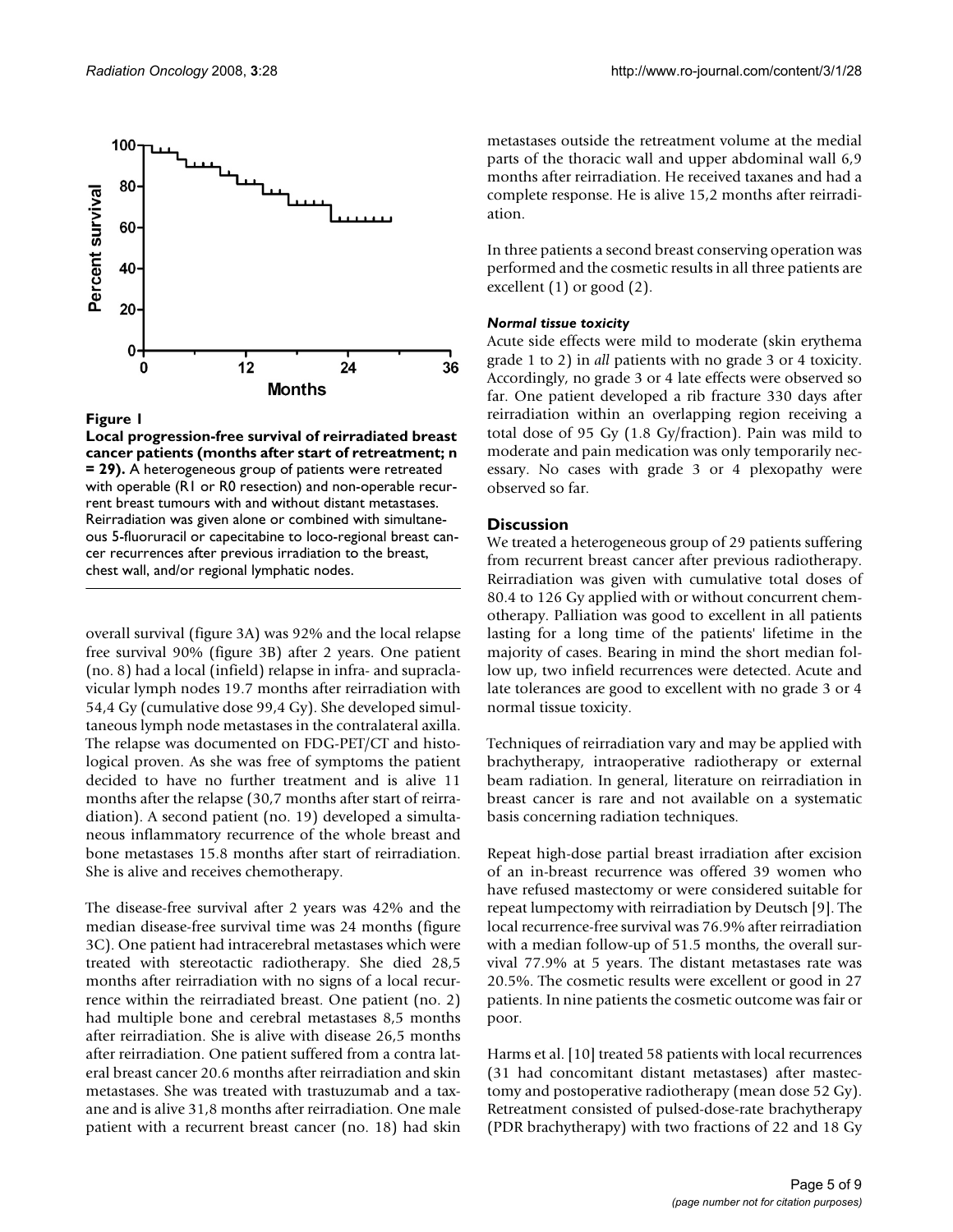**Figure 1**

**Local progression-free survival of reirradiated breast cancer patients (months after start of retreatment; n = 29).** A heterogeneous group of patients were retreated with operable (R1 or R0 resection) and non-operable recurrent breast tumours with and without distant metastases. Reirradiation was given alone or combined with simultaneous 5-fluoruracil or capecitabine to loco-regional breast cancer recurrences after previous irradiation to the breast, chest wall, and/or regional lymphatic nodes.

overall survival (figure 3A) was 92% and the local relapse free survival 90% (figure 3B) after 2 years. One patient (no. 8) had a local (infield) relapse in infra- and supraclavicular lymph nodes 19.7 months after reirradiation with 54,4 Gy (cumulative dose 99,4 Gy). She developed simultaneous lymph node metastases in the contralateral axilla. The relapse was documented on FDG-PET/CT and histological proven. As she was free of symptoms the patient decided to have no further treatment and is alive 11 months after the relapse (30,7 months after start of reirradiation). A second patient (no. 19) developed a simultaneous inflammatory recurrence of the whole breast and bone metastases 15.8 months after start of reirradiation. She is alive and receives chemotherapy.

The disease-free survival after 2 years was 42% and the median disease-free survival time was 24 months (figure 3C). One patient had intracerebral metastases which were treated with stereotactic radiotherapy. She died 28,5 months after reirradiation with no signs of a local recurrence within the reirradiated breast. One patient (no. 2) had multiple bone and cerebral metastases 8,5 months after reirradiation. She is alive with disease 26,5 months after reirradiation. One patient suffered from a contra lateral breast cancer 20.6 months after reirradiation and skin metastases. She was treated with trastuzumab and a taxane and is alive 31,8 months after reirradiation. One male patient with a recurrent breast cancer (no. 18) had skin metastases outside the retreatment volume at the medial parts of the thoracic wall and upper abdominal wall 6,9 months after reirradiation. He received taxanes and had a complete response. He is alive 15,2 months after reirradiation.

In three patients a second breast conserving operation was performed and the cosmetic results in all three patients are excellent (1) or good (2).

#### *Normal tissue toxicity*

Acute side effects were mild to moderate (skin erythema grade 1 to 2) in *all* patients with no grade 3 or 4 toxicity. Accordingly, no grade 3 or 4 late effects were observed so far. One patient developed a rib fracture 330 days after reirradiation within an overlapping region receiving a total dose of 95 Gy (1.8 Gy/fraction). Pain was mild to moderate and pain medication was only temporarily necessary. No cases with grade 3 or 4 plexopathy were observed so far.

## Discussion

We treated a heterogeneous group of 29 patients suffering from recurrent breast cancer after previous radiotherapy. Reirradiation was given with cumulative total doses of 80.4 to 126 Gy applied with or without concurrent chemotherapy. Palliation was good to excellent in all patients lasting for a long time of the patients' lifetime in the majority of cases. Bearing in mind the short median follow up, two infield recurrences were detected. Acute and late tolerances are good to excellent with no grade 3 or 4 normal tissue toxicity.

Techniques of reirradiation vary and may be applied with brachytherapy, intraoperative radiotherapy or external beam radiation. In general, literature on reirradiation in breast cancer is rare and not available on a systematic basis concerning radiation techniques.

Repeat high-dose partial breast irradiation after excision of an in-breast recurrence was offered 39 women who have refused mastectomy or were considered suitable for repeat lumpectomy with reirradiation by Deutsch [9]. The local recurrence-free survival was 76.9% after reirradiation with a median follow-up of 51.5 months, the overall survival 77.9% at 5 years. The distant metastases rate was 20.5%. The cosmetic results were excellent or good in 27 patients. In nine patients the cosmetic outcome was fair or poor.

Harms et al. [10] treated 58 patients with local recurrences (31 had concomitant distant metastases) after mastectomy and postoperative radiotherapy (mean dose 52 Gy). Retreatment consisted of pulsed-dose-rate brachytherapy (PDR brachytherapy) with two fractions of 22 and 18 Gy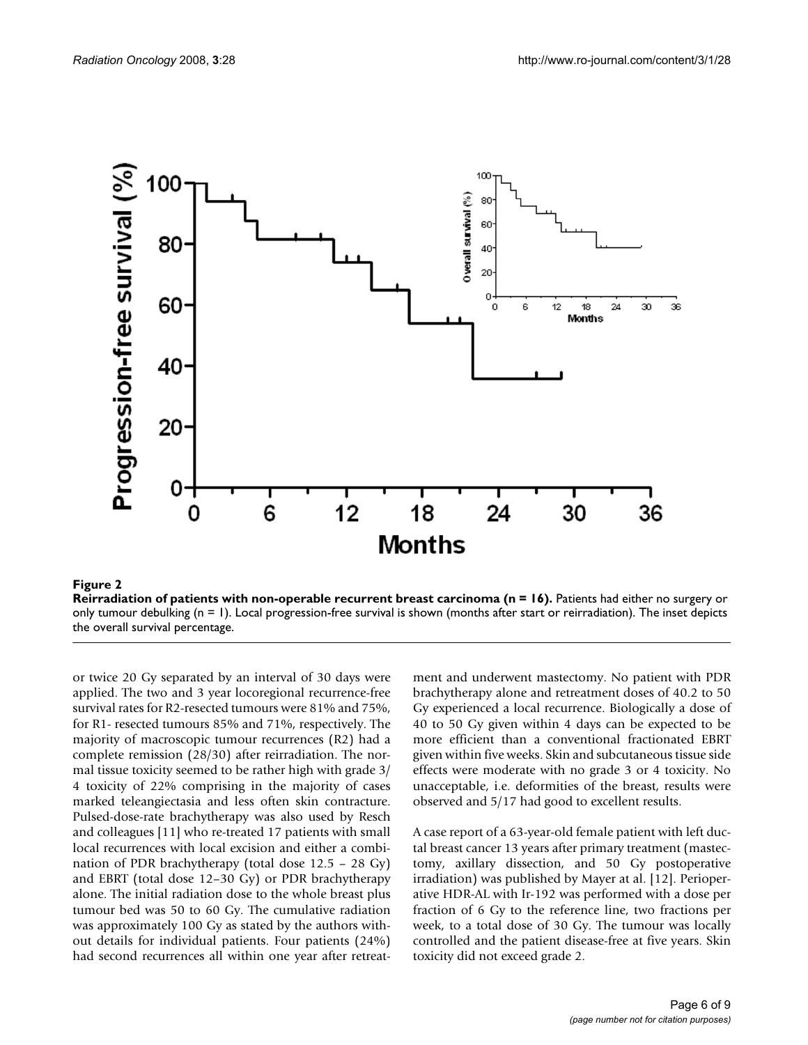**Figure 2**

**Reirradiation of patients with non-operable recurrent breast carcinoma (n = 16).** Patients had either no surgery or only tumour debulking (n = 1). Local progression-free survival is shown (months after start or reirradiation). The inset depicts the overall survival percentage.

or twice 20 Gy separated by an interval of 30 days were applied. The two and 3 year locoregional recurrence-free survival rates for R2-resected tumours were 81% and 75%, for R1- resected tumours 85% and 71%, respectively. The majority of macroscopic tumour recurrences (R2) had a complete remission (28/30) after reirradiation. The normal tissue toxicity seemed to be rather high with grade 3/4 toxicity of 22% comprising in the majority of cases marked teleangiectasia and less often skin contracture. Pulsed-dose-rate brachytherapy was also used by Resch and colleagues [11] who re-treated 17 patients with small local recurrences with local excision and either a combination of PDR brachytherapy (total dose 12.5 – 28 Gy) and EBRT (total dose 12–30 Gy) or PDR brachytherapy alone. The initial radiation dose to the whole breast plus tumour bed was 50 to 60 Gy. The cumulative radiation was approximately 100 Gy as stated by the authors without details for individual patients. Four patients (24%) had second recurrences all within one year after retreatment and underwent mastectomy. No patient with PDR brachytherapy alone and retreatment doses of 40.2 to 50 Gy experienced a local recurrence. Biologically a dose of 40 to 50 Gy given within 4 days can be expected to be more efficient than a conventional fractionated EBRT given within five weeks. Skin and subcutaneous tissue side effects were moderate with no grade 3 or 4 toxicity. No unacceptable, i.e. deformities of the breast, results were observed and 5/17 had good to excellent results.

A case report of a 63-year-old female patient with left ductal breast cancer 13 years after primary treatment (mastectomy, axillary dissection, and 50 Gy postoperative irradiation) was published by Mayer at al. [12]. Perioperative HDR-AL with Ir-192 was performed with a dose per fraction of 6 Gy to the reference line, two fractions per week, to a total dose of 30 Gy. The tumour was locally controlled and the patient disease-free at five years. Skin toxicity did not exceed grade 2.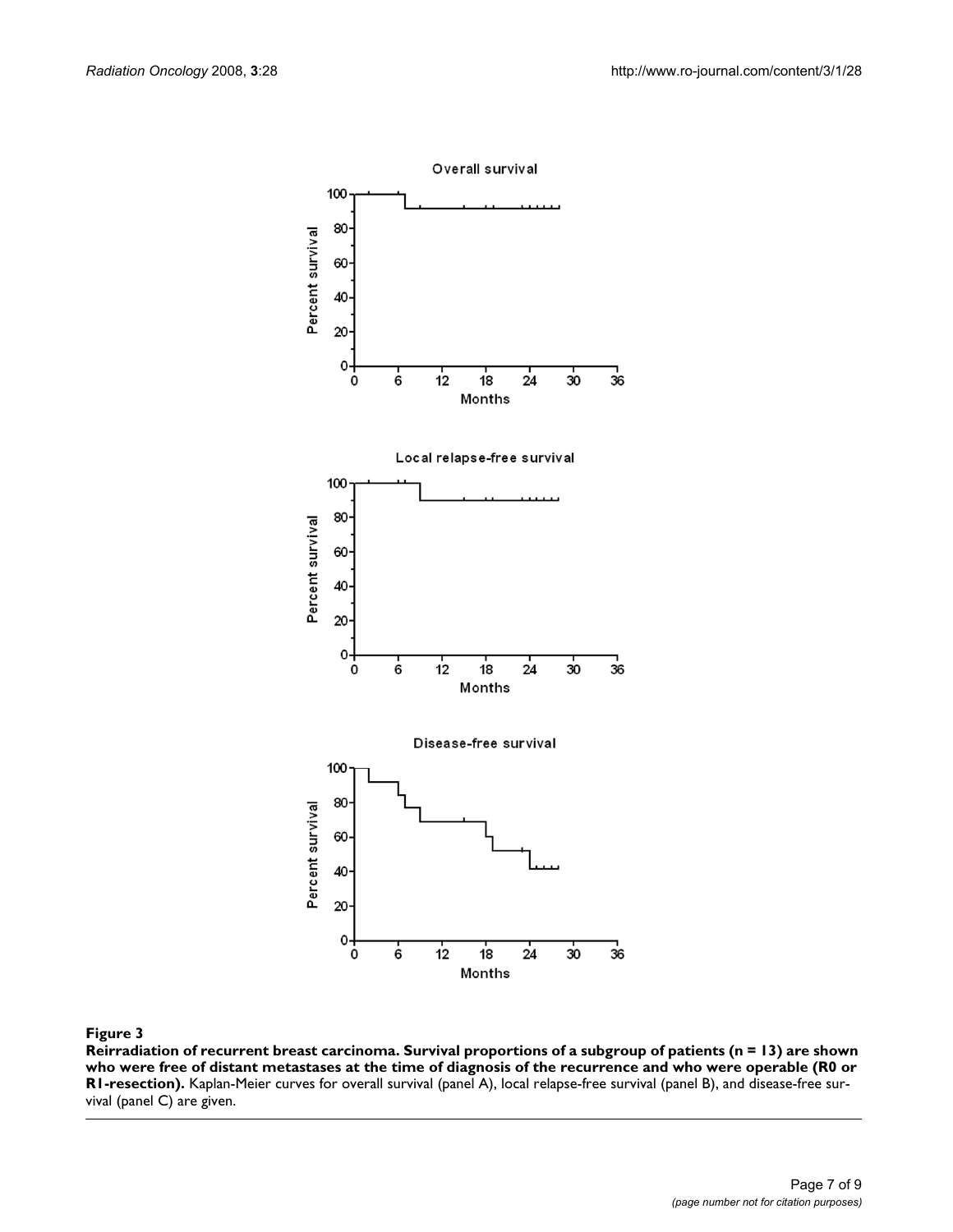**Figure 3**

**Reirradiation of recurrent breast carcinoma. Survival proportions of a subgroup of patients (n = 13) are shown who were free of distant metastases at the time of diagnosis of the recurrence and who were operable (R0 or R1-resection).** Kaplan-Meier curves for overall survival (panel A), local relapse-free survival (panel B), and disease-free survival (panel C) are given.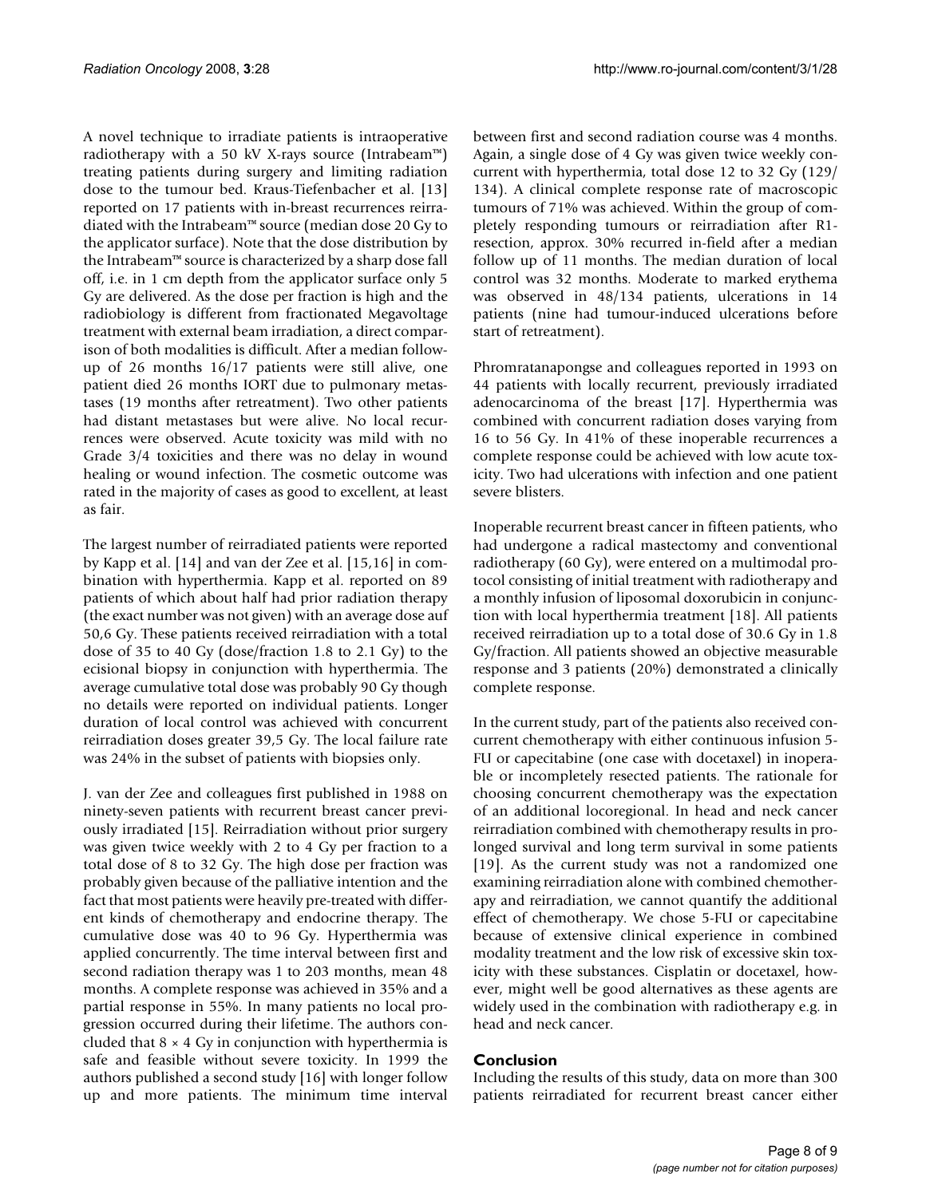A novel technique to irradiate patients is intraoperative radiotherapy with a 50 kV X-rays source (Intrabeam™) treating patients during surgery and limiting radiation dose to the tumour bed. Kraus-Tiefenbacher et al. [13] reported on 17 patients with in-breast recurrences reirradiated with the Intrabeam™ source (median dose 20 Gy to the applicator surface). Note that the dose distribution by the Intrabeam™ source is characterized by a sharp dose fall off, i.e. in 1 cm depth from the applicator surface only 5 Gy are delivered. As the dose per fraction is high and the radiobiology is different from fractionated Megavoltage treatment with external beam irradiation, a direct comparison of both modalities is difficult. After a median follow-up of 26 months 16/17 patients were still alive, one patient died 26 months IORT due to pulmonary metastases (19 months after retreatment). Two other patients had distant metastases but were alive. No local recurrences were observed. Acute toxicity was mild with no Grade 3/4 toxicities and there was no delay in wound healing or wound infection. The cosmetic outcome was rated in the majority of cases as good to excellent, at least as fair.

The largest number of reirradiated patients were reported by Kapp et al. [14] and van der Zee et al. [15,16] in combination with hyperthermia. Kapp et al. reported on 89 patients of which about half had prior radiation therapy (the exact number was not given) with an average dose auf 50,6 Gy. These patients received reirradiation with a total dose of 35 to 40 Gy (dose/fraction 1.8 to 2.1 Gy) to the ecisional biopsy in conjunction with hyperthermia. The average cumulative total dose was probably 90 Gy though no details were reported on individual patients. Longer duration of local control was achieved with concurrent reirradiation doses greater 39,5 Gy. The local failure rate was 24% in the subset of patients with biopsies only.

J. van der Zee and colleagues first published in 1988 on ninety-seven patients with recurrent breast cancer previously irradiated [15]. Reirradiation without prior surgery was given twice weekly with 2 to 4 Gy per fraction to a total dose of 8 to 32 Gy. The high dose per fraction was probably given because of the palliative intention and the fact that most patients were heavily pre-treated with different kinds of chemotherapy and endocrine therapy. The cumulative dose was 40 to 96 Gy. Hyperthermia was applied concurrently. The time interval between first and second radiation therapy was 1 to 203 months, mean 48 months. A complete response was achieved in 35% and a partial response in 55%. In many patients no local progression occurred during their lifetime. The authors concluded that $8 \times 4$ Gy in conjunction with hyperthermia is safe and feasible without severe toxicity. In 1999 the authors published a second study [16] with longer follow up and more patients. The minimum time interval between first and second radiation course was 4 months. Again, a single dose of 4 Gy was given twice weekly concurrent with hyperthermia, total dose 12 to 32 Gy (129/134). A clinical complete response rate of macroscopic tumours of 71% was achieved. Within the group of completely responding tumours or reirradiation after R1-resection, approx. 30% recurred in-field after a median follow up of 11 months. The median duration of local control was 32 months. Moderate to marked erythema was observed in 48/134 patients, ulcerations in 14 patients (nine had tumour-induced ulcerations before start of retreatment).

Phromratanapongse and colleagues reported in 1993 on 44 patients with locally recurrent, previously irradiated adenocarcinoma of the breast [17]. Hyperthermia was combined with concurrent radiation doses varying from 16 to 56 Gy. In 41% of these inoperable recurrences a complete response could be achieved with low acute toxicity. Two had ulcerations with infection and one patient severe blisters.

Inoperable recurrent breast cancer in fifteen patients, who had undergone a radical mastectomy and conventional radiotherapy (60 Gy), were entered on a multimodal protocol consisting of initial treatment with radiotherapy and a monthly infusion of liposomal doxorubicin in conjunction with local hyperthermia treatment [18]. All patients received reirradiation up to a total dose of 30.6 Gy in 1.8 Gy/fraction. All patients showed an objective measurable response and 3 patients (20%) demonstrated a clinically complete response.

In the current study, part of the patients also received concurrent chemotherapy with either continuous infusion 5-FU or capecitabine (one case with docetaxel) in inoperable or incompletely resected patients. The rationale for choosing concurrent chemotherapy was the expectation of an additional locoregional. In head and neck cancer reirradiation combined with chemotherapy results in prolonged survival and long term survival in some patients [19]. As the current study was not a randomized one examining reirradiation alone with combined chemotherapy and reirradiation, we cannot quantify the additional effect of chemotherapy. We chose 5-FU or capecitabine because of extensive clinical experience in combined modality treatment and the low risk of excessive skin toxicity with these substances. Cisplatin or docetaxel, however, might well be good alternatives as these agents are widely used in the combination with radiotherapy e.g. in head and neck cancer.

## Conclusion

Including the results of this study, data on more than 300 patients reirradiated for recurrent breast cancer either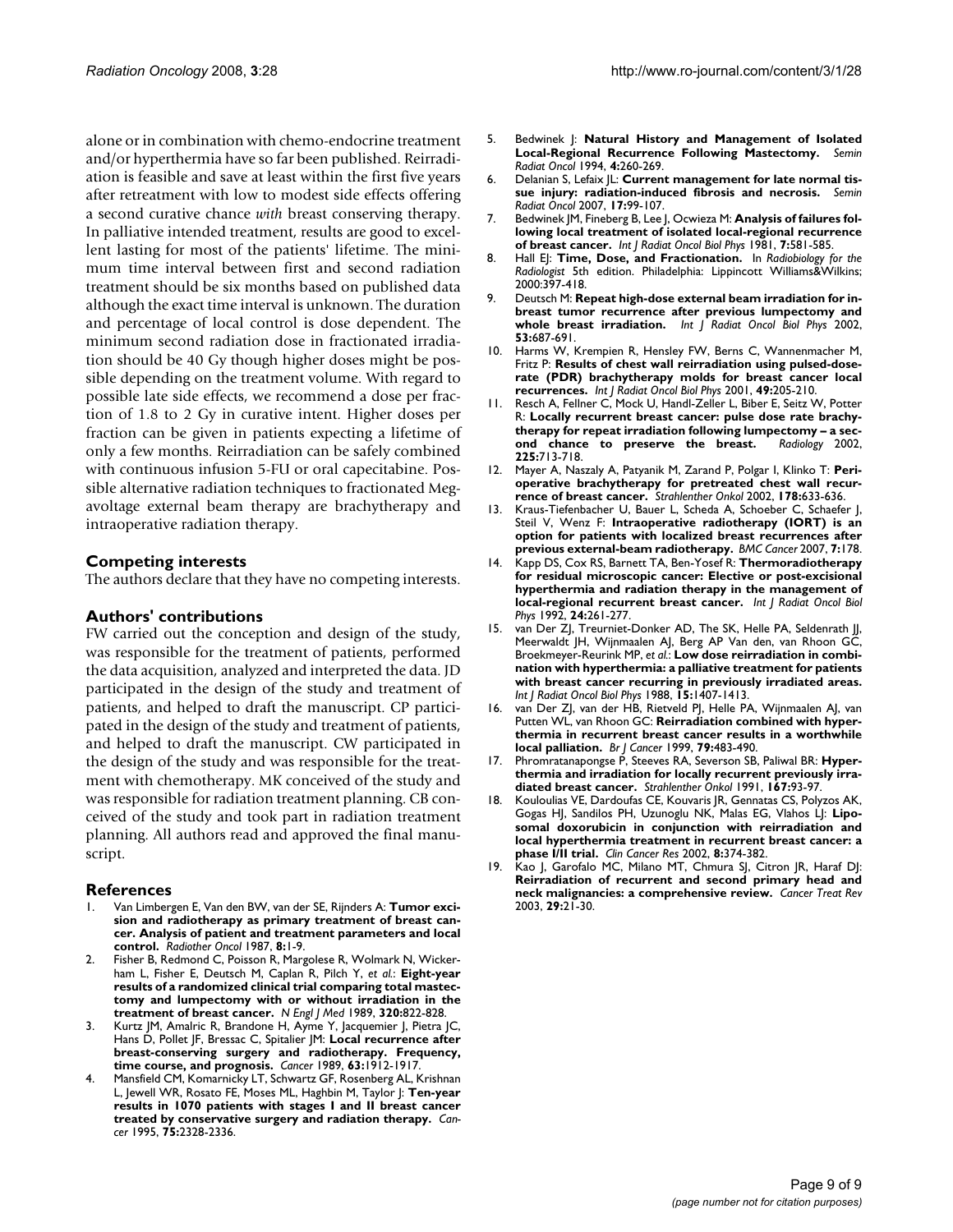alone or in combination with chemo-endocrine treatment and/or hyperthermia have so far been published. Reirradiation is feasible and save at least within the first five years after retreatment with low to modest side effects offering a second curative chance *with* breast conserving therapy. In palliative intended treatment, results are good to excellent lasting for most of the patients' lifetime. The minimum time interval between first and second radiation treatment should be six months based on published data although the exact time interval is unknown. The duration and percentage of local control is dose dependent. The minimum second radiation dose in fractionated irradiation should be 40 Gy though higher doses might be possible depending on the treatment volume. With regard to possible late side effects, we recommend a dose per fraction of 1.8 to 2 Gy in curative intent. Higher doses per fraction can be given in patients expecting a lifetime of only a few months. Reirradiation can be safely combined with continuous infusion 5-FU or oral capecitabine. Possible alternative radiation techniques to fractionated Megavoltage external beam therapy are brachytherapy and intraoperative radiation therapy.

## Competing interests

The authors declare that they have no competing interests.

## Authors' contributions

FW carried out the conception and design of the study, was responsible for the treatment of patients, performed the data acquisition, analyzed and interpreted the data. JD participated in the design of the study and treatment of patients, and helped to draft the manuscript. CP participated in the design of the study and treatment of patients, and helped to draft the manuscript. CW participated in the design of the study and was responsible for the treatment with chemotherapy. MK conceived of the study and was responsible for radiation treatment planning. CB conceived of the study and took part in radiation treatment planning. All authors read and approved the final manuscript.

## References

1. Van Limbergen E, Van den BW, van der SE, Rijnders A: **Tumor excision and radiotherapy as primary treatment of breast cancer. Analysis of patient and treatment parameters and local control.** *Radiother Oncol* 1987, **8:**1-9.
2. Fisher B, Redmond C, Poisson R, Margolese R, Wolmark N, Wickerham L, Fisher E, Deutsch M, Caplan R, Pilch Y, *et al.*: **Eight-year results of a randomized clinical trial comparing total mastectomy and lumpectomy with or without irradiation in the treatment of breast cancer.** *N Engl J Med* 1989, **320:**822-828.
3. Kurtz JM, Amalric R, Brandone H, Ayme Y, Jacquemier J, Pietra JC, Hans D, Pollet JF, Bressac C, Spitalier JM: **Local recurrence after breast-conserving surgery and radiotherapy. Frequency, time course, and prognosis.** *Cancer* 1989, **63:**1912-1917.
4. Mansfield CM, Komarnicky LT, Schwartz GF, Rosenberg AL, Krishnan L, Jewell WR, Rosato FE, Moses ML, Haghbin M, Taylor J: **Ten-year results in 1070 patients with stages I and II breast cancer treated by conservative surgery and radiation therapy.** *Cancer* 1995, **75:**2328-2336.
5. Bedwinek J: **Natural History and Management of Isolated Local-Regional Recurrence Following Mastectomy.** *Semin Radiat Oncol* 1994, **4:**260-269.
6. Delanian S, Lefaix JL: **Current management for late normal tissue injury: radiation-induced fibrosis and necrosis.** *Semin Radiat Oncol* 2007, **17:**99-107.
7. Bedwinek JM, Fineberg B, Lee J, Ocwieza M: **Analysis of failures following local treatment of isolated local-regional recurrence of breast cancer.** *Int J Radiat Oncol Biol Phys* 1981, **7:**581-585.
8. Hall EJ: **Time, Dose, and Fractionation.** In *Radiobiology for the Radiologist* 5th edition. Philadelphia: Lippincott Williams&Wilkins; 2000:397-418.
9. Deutsch M: **Repeat high-dose external beam irradiation for in-breast tumor recurrence after previous lumpectomy and whole breast irradiation.** *Int J Radiat Oncol Biol Phys* 2002, **53:**687-691.
10. Harms W, Krempien R, Hensley FW, Berns C, Wannenmacher M, Fritz P: **Results of chest wall reirradiation using pulsed-dose-rate (PDR) brachytherapy molds for breast cancer local recurrences.** *Int J Radiat Oncol Biol Phys* 2001, **49:**205-210.
11. Resch A, Fellner C, Mock U, Handl-Zeller L, Biber E, Seitz W, Potter R: **Locally recurrent breast cancer: pulse dose rate brachytherapy for repeat irradiation following lumpectomy – a second chance to preserve the breast.** *Radiology* 2002, **225:**713-718.
12. Mayer A, Naszaly A, Patyanik M, Zarand P, Polgar I, Klinko T: **Perioperative brachytherapy for pretreated chest wall recurrence of breast cancer.** *Strahlenther Onkol* 2002, **178:**633-636.
13. Kraus-Tiefenbacher U, Bauer L, Scheda A, Schoeber C, Schaefer J, Steil V, Wenz F: **Intraoperative radiotherapy (IORT) is an option for patients with localized breast recurrences after previous external-beam radiotherapy.** *BMC Cancer* 2007, **7:**178.
14. Kapp DS, Cox RS, Barnett TA, Ben-Yosef R: **Thermoradiotherapy for residual microscopic cancer: Elective or post-excisional hyperthermia and radiation therapy in the management of local-regional recurrent breast cancer.** *Int J Radiat Oncol Biol Phys* 1992, **24:**261-277.
15. van Der ZJ, Treurniet-Donker AD, The SK, Helle PA, Seldenrath JJ, Meerwaldt JH, Wijnmaalen AJ, Berg AP Van den, van Rhoon GC, Broekmeyer-Reurink MP, *et al.*: **Low dose reirradiation in combination with hyperthermia: a palliative treatment for patients with breast cancer recurring in previously irradiated areas.** *Int J Radiat Oncol Biol Phys* 1988, **15:**1407-1413.
16. van Der ZJ, van der HB, Rietveld PJ, Helle PA, Wijnmaalen AJ, van Putten WL, van Rhoon GC: **Reirradiation combined with hyperthermia in recurrent breast cancer results in a worthwhile local palliation.** *Br J Cancer* 1999, **79:**483-490.
17. Phromratanapongse P, Steeves RA, Severson SB, Paliwal BR: **Hyperthermia and irradiation for locally recurrent previously irradiated breast cancer.** *Strahlenther Onkol* 1991, **167:**93-97.
18. Kouloulias VE, Dardoufas CE, Kouvaris JR, Gennatas CS, Polyzos AK, Gogas HJ, Sandilos PH, Uzunoglu NK, Malas EG, Vlahos LJ: **Liposomal doxorubicin in conjunction with reirradiation and local hyperthermia treatment in recurrent breast cancer: a phase I/II trial.** *Clin Cancer Res* 2002, **8:**374-382.
19. Kao J, Garofalo MC, Milano MT, Chmura SJ, Citron JR, Haraf DJ: **Reirradiation of recurrent and second primary head and neck malignancies: a comprehensive review.** *Cancer Treat Rev* 2003, **29:**21-30.